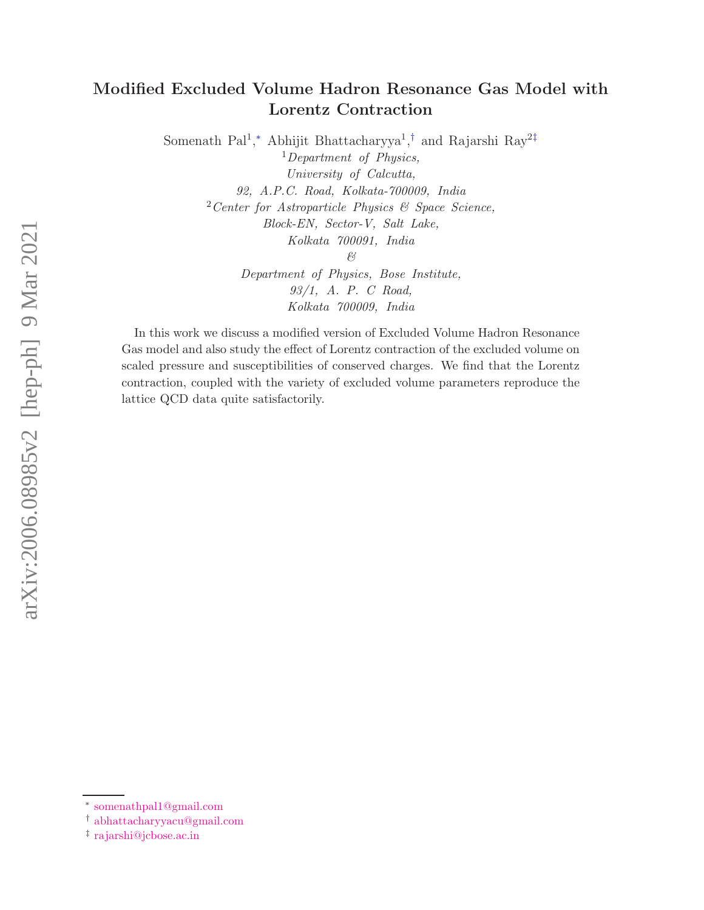# Modified Excluded Volume Hadron Resonance Gas Model with Lorentz Contraction

Somenath Pal[1,*] Abhijit Bhattacharyya[1,†] and Rajarshi Ray[2‡]

[1] *Department of Physics, University of Calcutta, 92, A.P.C. Road, Kolkata-700009, India*

[2] *Center for Astroparticle Physics & Space Science, Block-EN, Sector-V, Salt Lake, Kolkata 700091, India*
*&*
*Department of Physics, Bose Institute, 93/1, A. P. C Road, Kolkata 700009, India*

In this work we discuss a modified version of Excluded Volume Hadron Resonance Gas model and also study the effect of Lorentz contraction of the excluded volume on scaled pressure and susceptibilities of conserved charges. We find that the Lorentz contraction, coupled with the variety of excluded volume parameters reproduce the lattice QCD data quite satisfactorily.

---

[*] somenathpal1@gmail.com

[†] abhattacharyyacu@gmail.com

[‡] rajarshi@jcbose.ac.in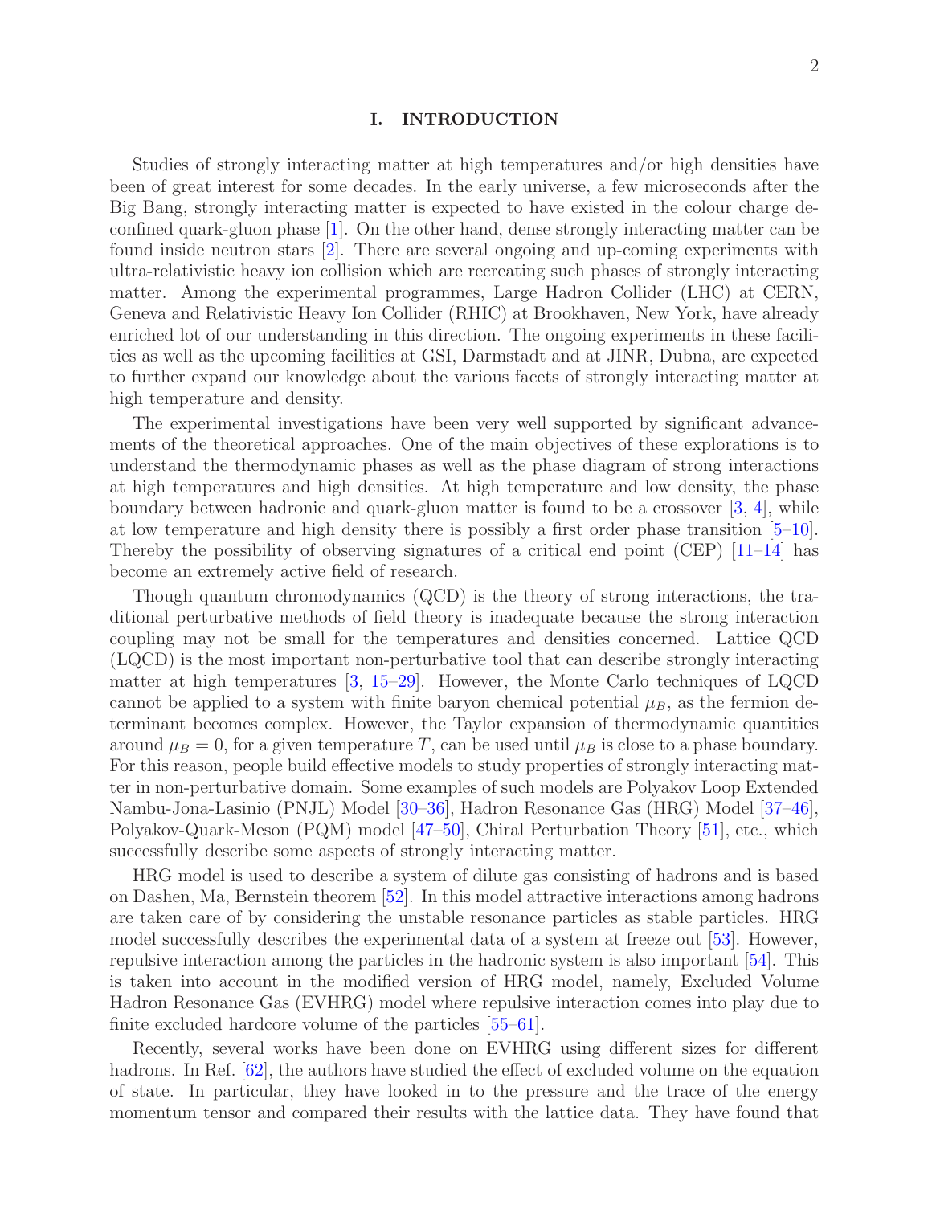## I. INTRODUCTION

Studies of strongly interacting matter at high temperatures and/or high densities have been of great interest for some decades. In the early universe, a few microseconds after the Big Bang, strongly interacting matter is expected to have existed in the colour charge deconfined quark-gluon phase [1]. On the other hand, dense strongly interacting matter can be found inside neutron stars [2]. There are several ongoing and up-coming experiments with ultra-relativistic heavy ion collision which are recreating such phases of strongly interacting matter. Among the experimental programmes, Large Hadron Collider (LHC) at CERN, Geneva and Relativistic Heavy Ion Collider (RHIC) at Brookhaven, New York, have already enriched lot of our understanding in this direction. The ongoing experiments in these facilities as well as the upcoming facilities at GSI, Darmstadt and at JINR, Dubna, are expected to further expand our knowledge about the various facets of strongly interacting matter at high temperature and density.

The experimental investigations have been very well supported by significant advancements of the theoretical approaches. One of the main objectives of these explorations is to understand the thermodynamic phases as well as the phase diagram of strong interactions at high temperatures and high densities. At high temperature and low density, the phase boundary between hadronic and quark-gluon matter is found to be a crossover [3, 4], while at low temperature and high density there is possibly a first order phase transition [5–10]. Thereby the possibility of observing signatures of a critical end point (CEP) [11–14] has become an extremely active field of research.

Though quantum chromodynamics (QCD) is the theory of strong interactions, the traditional perturbative methods of field theory is inadequate because the strong interaction coupling may not be small for the temperatures and densities concerned. Lattice QCD (LQCD) is the most important non-perturbative tool that can describe strongly interacting matter at high temperatures [3, 15–29]. However, the Monte Carlo techniques of LQCD cannot be applied to a system with finite baryon chemical potential $\mu_B$, as the fermion determinant becomes complex. However, the Taylor expansion of thermodynamic quantities around $\mu_B = 0$, for a given temperature $T$, can be used until $\mu_B$ is close to a phase boundary. For this reason, people build effective models to study properties of strongly interacting matter in non-perturbative domain. Some examples of such models are Polyakov Loop Extended Nambu-Jona-Lasinio (PNJL) Model [30–36], Hadron Resonance Gas (HRG) Model [37–46], Polyakov-Quark-Meson (PQM) model [47–50], Chiral Perturbation Theory [51], etc., which successfully describe some aspects of strongly interacting matter.

HRG model is used to describe a system of dilute gas consisting of hadrons and is based on Dashen, Ma, Bernstein theorem [52]. In this model attractive interactions among hadrons are taken care of by considering the unstable resonance particles as stable particles. HRG model successfully describes the experimental data of a system at freeze out [53]. However, repulsive interaction among the particles in the hadronic system is also important [54]. This is taken into account in the modified version of HRG model, namely, Excluded Volume Hadron Resonance Gas (EVHRG) model where repulsive interaction comes into play due to finite excluded hardcore volume of the particles [55–61].

Recently, several works have been done on EVHRG using different sizes for different hadrons. In Ref. [62], the authors have studied the effect of excluded volume on the equation of state. In particular, they have looked in to the pressure and the trace of the energy momentum tensor and compared their results with the lattice data. They have found that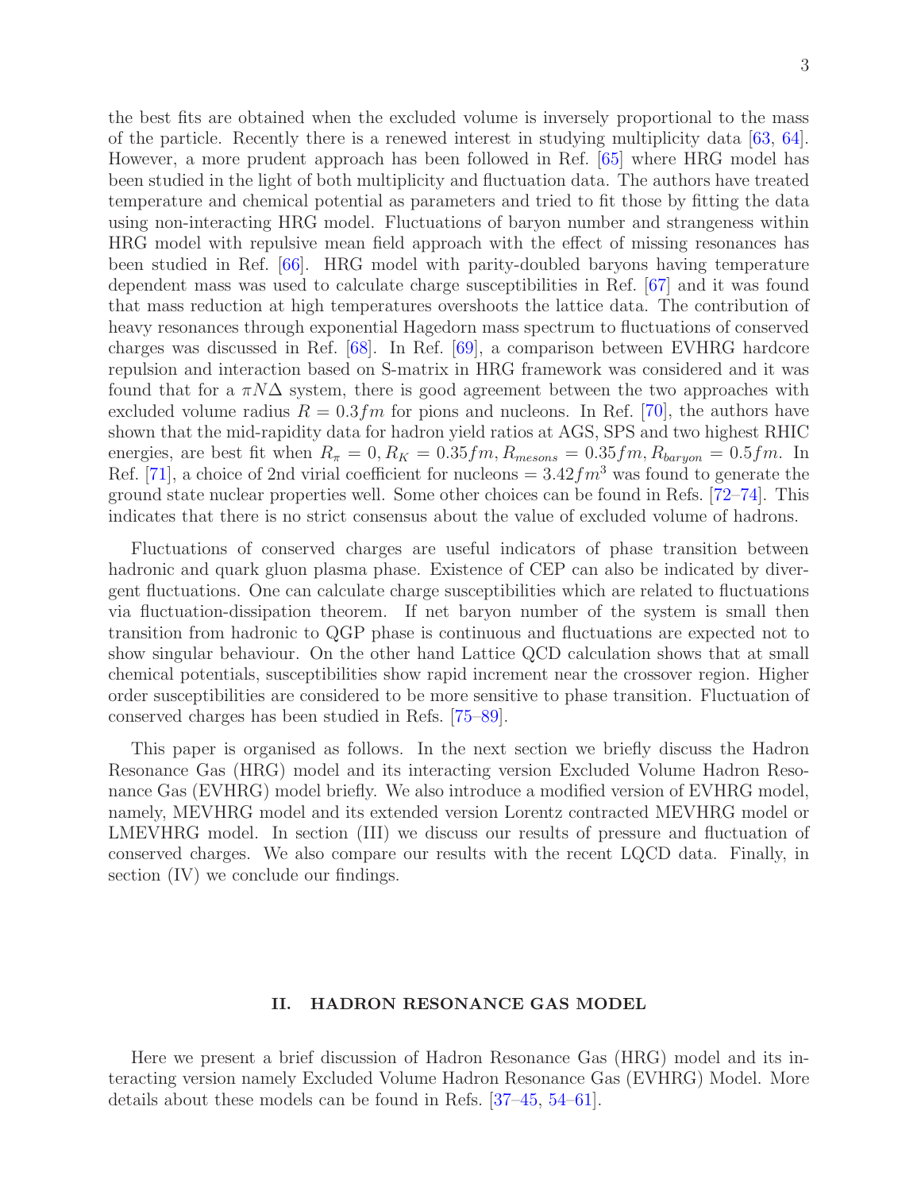the best fits are obtained when the excluded volume is inversely proportional to the mass of the particle. Recently there is a renewed interest in studying multiplicity data [63, 64]. However, a more prudent approach has been followed in Ref. [65] where HRG model has been studied in the light of both multiplicity and fluctuation data. The authors have treated temperature and chemical potential as parameters and tried to fit those by fitting the data using non-interacting HRG model. Fluctuations of baryon number and strangeness within HRG model with repulsive mean field approach with the effect of missing resonances has been studied in Ref. [66]. HRG model with parity-doubled baryons having temperature dependent mass was used to calculate charge susceptibilities in Ref. [67] and it was found that mass reduction at high temperatures overshoots the lattice data. The contribution of heavy resonances through exponential Hagedorn mass spectrum to fluctuations of conserved charges was discussed in Ref. [68]. In Ref. [69], a comparison between EVHRG hardcore repulsion and interaction based on S-matrix in HRG framework was considered and it was found that for a $\pi N\Delta$ system, there is good agreement between the two approaches with excluded volume radius $R = 0.3fm$ for pions and nucleons. In Ref. [70], the authors have shown that the mid-rapidity data for hadron yield ratios at AGS, SPS and two highest RHIC energies, are best fit when $R_\pi = 0, R_K = 0.35fm, R_{mesons} = 0.35fm, R_{baryon} = 0.5fm$. In Ref. [71], a choice of 2nd virial coefficient for nucleons $= 3.42fm^3$ was found to generate the ground state nuclear properties well. Some other choices can be found in Refs. [72–74]. This indicates that there is no strict consensus about the value of excluded volume of hadrons.

Fluctuations of conserved charges are useful indicators of phase transition between hadronic and quark gluon plasma phase. Existence of CEP can also be indicated by divergent fluctuations. One can calculate charge susceptibilities which are related to fluctuations via fluctuation-dissipation theorem. If net baryon number of the system is small then transition from hadronic to QGP phase is continuous and fluctuations are expected not to show singular behaviour. On the other hand Lattice QCD calculation shows that at small chemical potentials, susceptibilities show rapid increment near the crossover region. Higher order susceptibilities are considered to be more sensitive to phase transition. Fluctuation of conserved charges has been studied in Refs. [75–89].

This paper is organised as follows. In the next section we briefly discuss the Hadron Resonance Gas (HRG) model and its interacting version Excluded Volume Hadron Resonance Gas (EVHRG) model briefly. We also introduce a modified version of EVHRG model, namely, MEVHRG model and its extended version Lorentz contracted MEVHRG model or LMEVHRG model. In section (III) we discuss our results of pressure and fluctuation of conserved charges. We also compare our results with the recent LQCD data. Finally, in section (IV) we conclude our findings.

## II. HADRON RESONANCE GAS MODEL

Here we present a brief discussion of Hadron Resonance Gas (HRG) model and its interacting version namely Excluded Volume Hadron Resonance Gas (EVHRG) Model. More details about these models can be found in Refs. [37–45, 54–61].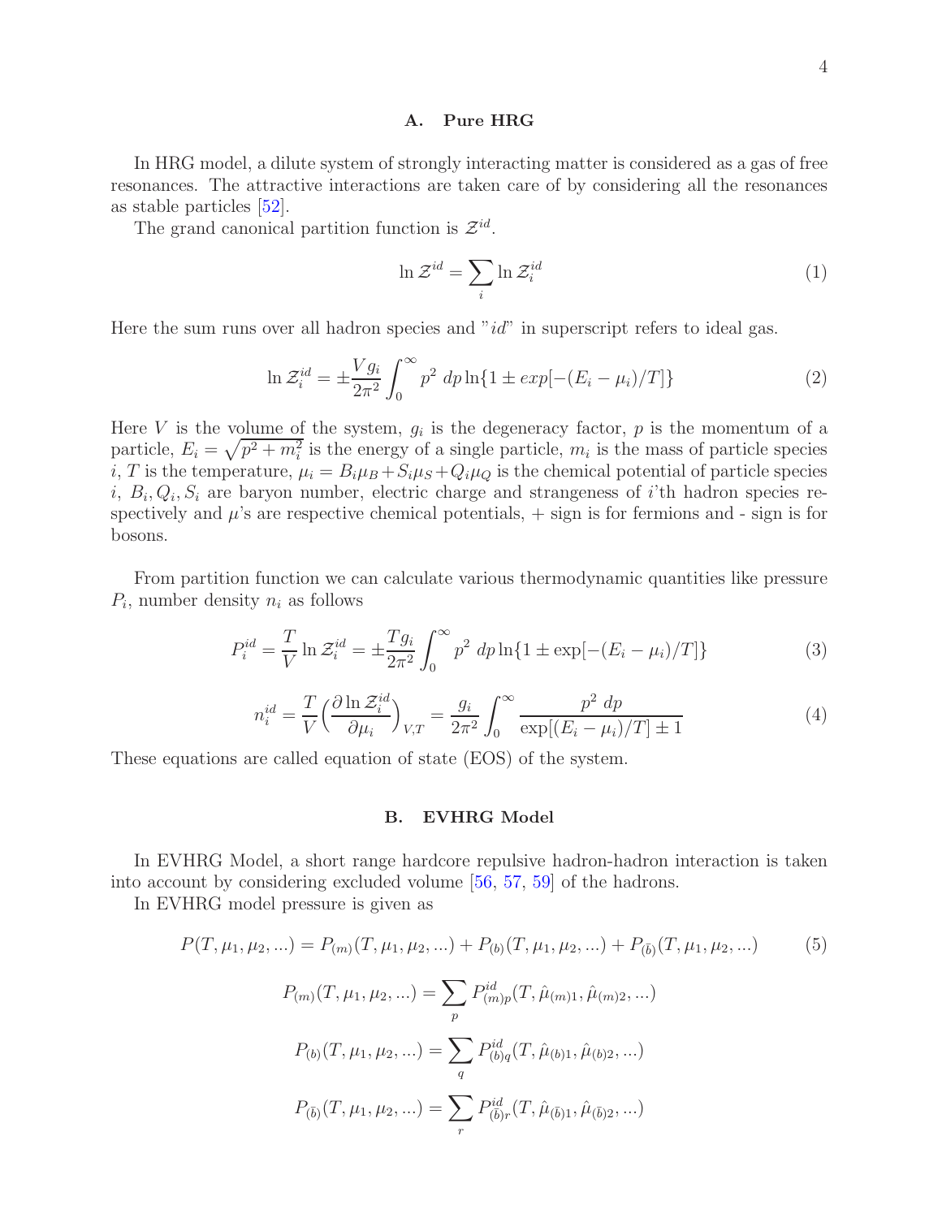### A. Pure HRG

In HRG model, a dilute system of strongly interacting matter is considered as a gas of free resonances. The attractive interactions are taken care of by considering all the resonances as stable particles [52].

The grand canonical partition function is $\mathcal{Z}^{id}$.

$$\ln \mathcal{Z}^{id} = \sum_i \ln \mathcal{Z}_i^{id} \tag{1}$$

Here the sum runs over all hadron species and "$id$" in superscript refers to ideal gas.

$$\ln \mathcal{Z}_i^{id} = \pm \frac{V g_i}{2\pi^2} \int_0^\infty p^2 \; dp \ln\{1 \pm exp[-(E_i - \mu_i)/T]\} \tag{2}$$

Here $V$ is the volume of the system, $g_i$ is the degeneracy factor, $p$ is the momentum of a particle, $E_i = \sqrt{p^2 + m_i^2}$ is the energy of a single particle, $m_i$ is the mass of particle species $i$, $T$ is the temperature, $\mu_i = B_i\mu_B + S_i\mu_S + Q_i\mu_Q$ is the chemical potential of particle species $i$, $B_i, Q_i, S_i$ are baryon number, electric charge and strangeness of $i$'th hadron species respectively and $\mu$'s are respective chemical potentials, + sign is for fermions and - sign is for bosons.

From partition function we can calculate various thermodynamic quantities like pressure $P_i$, number density $n_i$ as follows

$$P_i^{id} = \frac{T}{V} \ln \mathcal{Z}_i^{id} = \pm \frac{T g_i}{2\pi^2} \int_0^\infty p^2 \; dp \ln\{1 \pm \exp[-(E_i - \mu_i)/T]\} \tag{3}$$

$$n_i^{id} = \frac{T}{V} \Big( \frac{\partial \ln \mathcal{Z}_i^{id}}{\partial \mu_i} \Big)_{V,T} = \frac{g_i}{2\pi^2} \int_0^\infty \frac{p^2 \; dp}{\exp[(E_i - \mu_i)/T] \pm 1} \tag{4}$$

These equations are called equation of state (EOS) of the system.

### B. EVHRG Model

In EVHRG Model, a short range hardcore repulsive hadron-hadron interaction is taken into account by considering excluded volume [56, 57, 59] of the hadrons.

In EVHRG model pressure is given as

$$P(T, \mu_1, \mu_2, ...) = P_{(m)}(T, \mu_1, \mu_2, ...) + P_{(b)}(T, \mu_1, \mu_2, ...) + P_{(\bar{b})}(T, \mu_1, \mu_2, ...) \tag{5}$$

$$P_{(m)}(T, \mu_1, \mu_2, ...) = \sum_p P_{(m)p}^{id}(T, \hat{\mu}_{(m)1}, \hat{\mu}_{(m)2}, ...)$$

$$P_{(b)}(T, \mu_1, \mu_2, ...) = \sum_q P_{(b)q}^{id}(T, \hat{\mu}_{(b)1}, \hat{\mu}_{(b)2}, ...)$$

$$P_{(\bar{b})}(T, \mu_1, \mu_2, ...) = \sum_r P_{(\bar{b})r}^{id}(T, \hat{\mu}_{(\bar{b})1}, \hat{\mu}_{(\bar{b})2}, ...)$$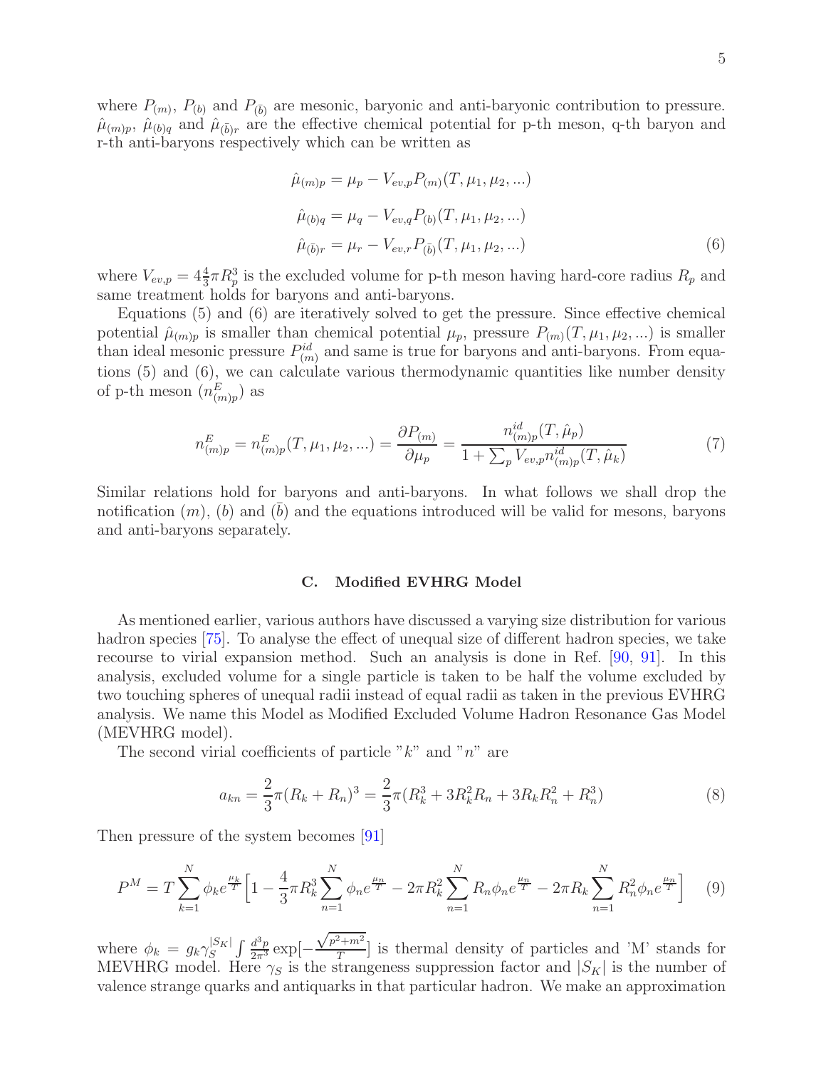where $P_{(m)}$, $P_{(b)}$ and $P_{(\bar{b})}$ are mesonic, baryonic and anti-baryonic contribution to pressure. $\hat{\mu}_{(m)p}$, $\hat{\mu}_{(b)q}$ and $\hat{\mu}_{(\bar{b})r}$ are the effective chemical potential for p-th meson, q-th baryon and r-th anti-baryons respectively which can be written as

$$
\begin{aligned}
\hat{\mu}_{(m)p} &= \mu_p - V_{ev,p} P_{(m)}(T, \mu_1, \mu_2, ...) \\
\hat{\mu}_{(b)q} &= \mu_q - V_{ev,q} P_{(b)}(T, \mu_1, \mu_2, ...) \\
\hat{\mu}_{(\bar{b})r} &= \mu_r - V_{ev,r} P_{(\bar{b})}(T, \mu_1, \mu_2, ...)
\end{aligned}
\tag{6}
$$

where $V_{ev,p} = 4\frac{4}{3}\pi R_p^3$ is the excluded volume for p-th meson having hard-core radius $R_p$ and same treatment holds for baryons and anti-baryons.

Equations (5) and (6) are iteratively solved to get the pressure. Since effective chemical potential $\hat{\mu}_{(m)p}$ is smaller than chemical potential $\mu_p$, pressure $P_{(m)}(T, \mu_1, \mu_2, ...)$ is smaller than ideal mesonic pressure $P^{id}_{(m)}$ and same is true for baryons and anti-baryons. From equations (5) and (6), we can calculate various thermodynamic quantities like number density of p-th meson ($n^E_{(m)p}$) as

$$
n^E_{(m)p} = n^E_{(m)p}(T, \mu_1, \mu_2, ...) = \frac{\partial P_{(m)}}{\partial \mu_p} = \frac{n^{id}_{(m)p}(T, \hat{\mu}_p)}{1 + \sum_p V_{ev,p} n^{id}_{(m)p}(T, \hat{\mu}_k)}
\tag{7}
$$

Similar relations hold for baryons and anti-baryons. In what follows we shall drop the notification $(m)$, $(b)$ and $(\bar{b})$ and the equations introduced will be valid for mesons, baryons and anti-baryons separately.

### C. Modified EVHRG Model

As mentioned earlier, various authors have discussed a varying size distribution for various hadron species [75]. To analyse the effect of unequal size of different hadron species, we take recourse to virial expansion method. Such an analysis is done in Ref. [90, 91]. In this analysis, excluded volume for a single particle is taken to be half the volume excluded by two touching spheres of unequal radii instead of equal radii as taken in the previous EVHRG analysis. We name this Model as Modified Excluded Volume Hadron Resonance Gas Model (MEVHRG model).

The second virial coefficients of particle "$k$" and "$n$" are

$$
a_{kn} = \frac{2}{3}\pi(R_k + R_n)^3 = \frac{2}{3}\pi(R_k^3 + 3R_k^2 R_n + 3R_k R_n^2 + R_n^3)
\tag{8}
$$

Then pressure of the system becomes [91]

$$
P^M = T\sum_{k=1}^{N} \phi_k e^{\frac{\mu_k}{T}} \Big[1 - \frac{4}{3}\pi R_k^3 \sum_{n=1}^{N} \phi_n e^{\frac{\mu_n}{T}} - 2\pi R_k^2 \sum_{n=1}^{N} R_n \phi_n e^{\frac{\mu_n}{T}} - 2\pi R_k \sum_{n=1}^{N} R_n^2 \phi_n e^{\frac{\mu_n}{T}}\Big]
\tag{9}
$$

where $\phi_k = g_k \gamma_S^{|S_K|} \int \frac{d^3p}{2\pi^3} \exp[-\frac{\sqrt{p^2+m^2}}{T}]$ is thermal density of particles and 'M' stands for MEVHRG model. Here $\gamma_S$ is the strangeness suppression factor and $|S_K|$ is the number of valence strange quarks and antiquarks in that particular hadron. We make an approximation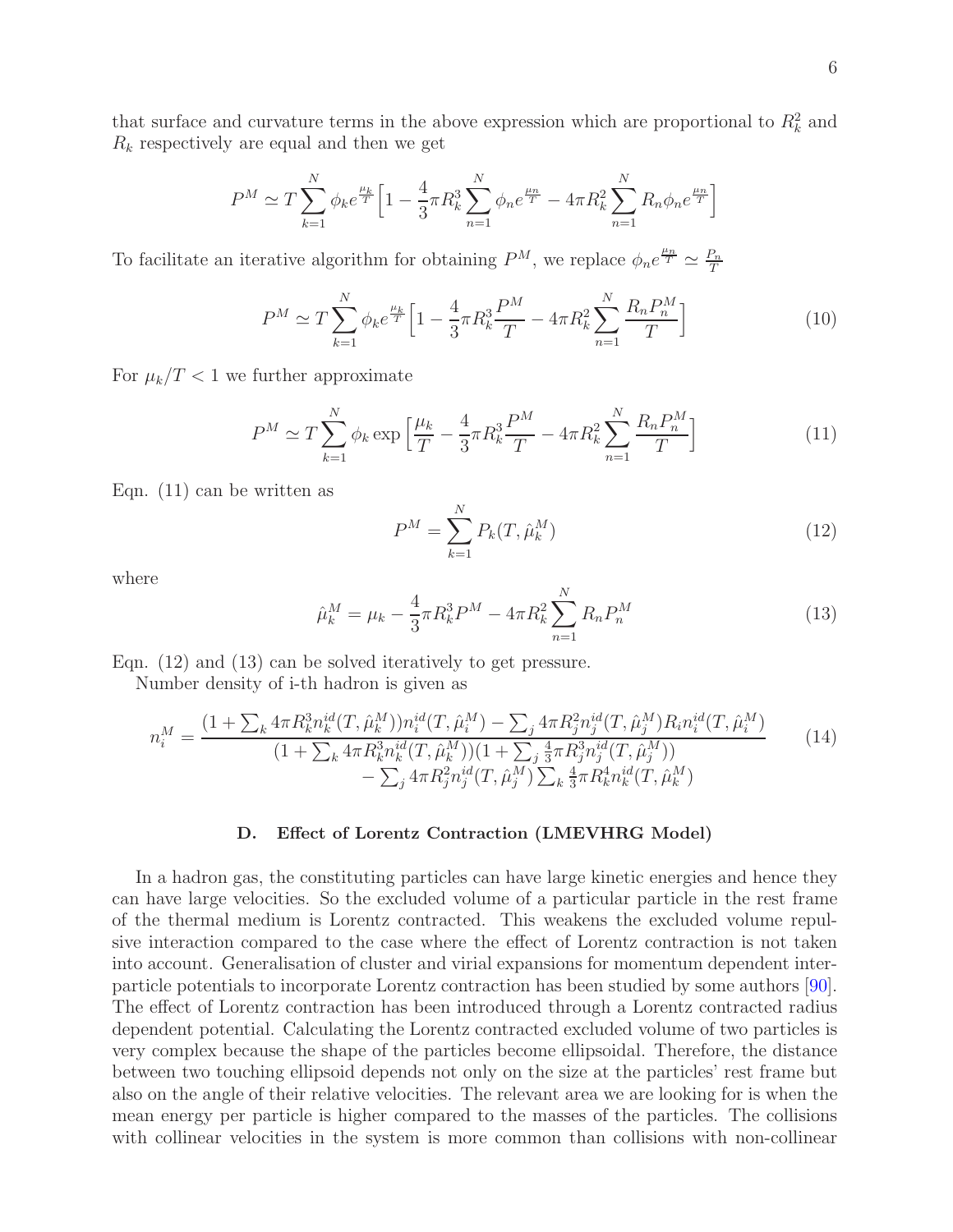that surface and curvature terms in the above expression which are proportional to $R_k^2$ and $R_k$ respectively are equal and then we get

$$P^M \simeq T\sum_{k=1}^{N}\phi_k e^{\frac{\mu_k}{T}}\Big[1-\frac{4}{3}\pi R_k^3\sum_{n=1}^{N}\phi_n e^{\frac{\mu_n}{T}} - 4\pi R_k^2\sum_{n=1}^{N}R_n\phi_n e^{\frac{\mu_n}{T}}\Big]$$

To facilitate an iterative algorithm for obtaining $P^M$, we replace $\phi_n e^{\frac{\mu_n}{T}} \simeq \frac{P_n}{T}$

$$P^M \simeq T\sum_{k=1}^{N}\phi_k e^{\frac{\mu_k}{T}}\Big[1-\frac{4}{3}\pi R_k^3\frac{P^M}{T} - 4\pi R_k^2\sum_{n=1}^{N}\frac{R_n P_n^M}{T}\Big] \tag{10}$$

For $\mu_k/T < 1$ we further approximate

$$P^M \simeq T\sum_{k=1}^{N}\phi_k \exp\Big[\frac{\mu_k}{T}-\frac{4}{3}\pi R_k^3\frac{P^M}{T} - 4\pi R_k^2\sum_{n=1}^{N}\frac{R_n P_n^M}{T}\Big] \tag{11}$$

Eqn. (11) can be written as

$$P^M = \sum_{k=1}^{N}P_k(T,\hat{\mu}_k^M) \tag{12}$$

where

$$\hat{\mu}_k^M = \mu_k - \frac{4}{3}\pi R_k^3 P^M - 4\pi R_k^2\sum_{n=1}^{N}R_n P_n^M \tag{13}$$

Eqn. (12) and (13) can be solved iteratively to get pressure.

Number density of i-th hadron is given as

$$n_i^M = \frac{(1+\sum_k 4\pi R_k^3 n_k^{id}(T,\hat{\mu}_k^M))n_i^{id}(T,\hat{\mu}_i^M) - \sum_j 4\pi R_j^2 n_j^{id}(T,\hat{\mu}_j^M)R_i n_i^{id}(T,\hat{\mu}_i^M)}{(1+\sum_k 4\pi R_k^3 n_k^{id}(T,\hat{\mu}_k^M))(1+\sum_j \frac{4}{3}\pi R_j^3 n_j^{id}(T,\hat{\mu}_j^M)) - \sum_j 4\pi R_j^2 n_j^{id}(T,\hat{\mu}_j^M)\sum_k \frac{4}{3}\pi R_k^4 n_k^{id}(T,\hat{\mu}_k^M)} \tag{14}$$

### D. Effect of Lorentz Contraction (LMEVHRG Model)

In a hadron gas, the constituting particles can have large kinetic energies and hence they can have large velocities. So the excluded volume of a particular particle in the rest frame of the thermal medium is Lorentz contracted. This weakens the excluded volume repulsive interaction compared to the case where the effect of Lorentz contraction is not taken into account. Generalisation of cluster and virial expansions for momentum dependent interparticle potentials to incorporate Lorentz contraction has been studied by some authors [90]. The effect of Lorentz contraction has been introduced through a Lorentz contracted radius dependent potential. Calculating the Lorentz contracted excluded volume of two particles is very complex because the shape of the particles become ellipsoidal. Therefore, the distance between two touching ellipsoid depends not only on the size at the particles' rest frame but also on the angle of their relative velocities. The relevant area we are looking for is when the mean energy per particle is higher compared to the masses of the particles. The collisions with collinear velocities in the system is more common than collisions with non-collinear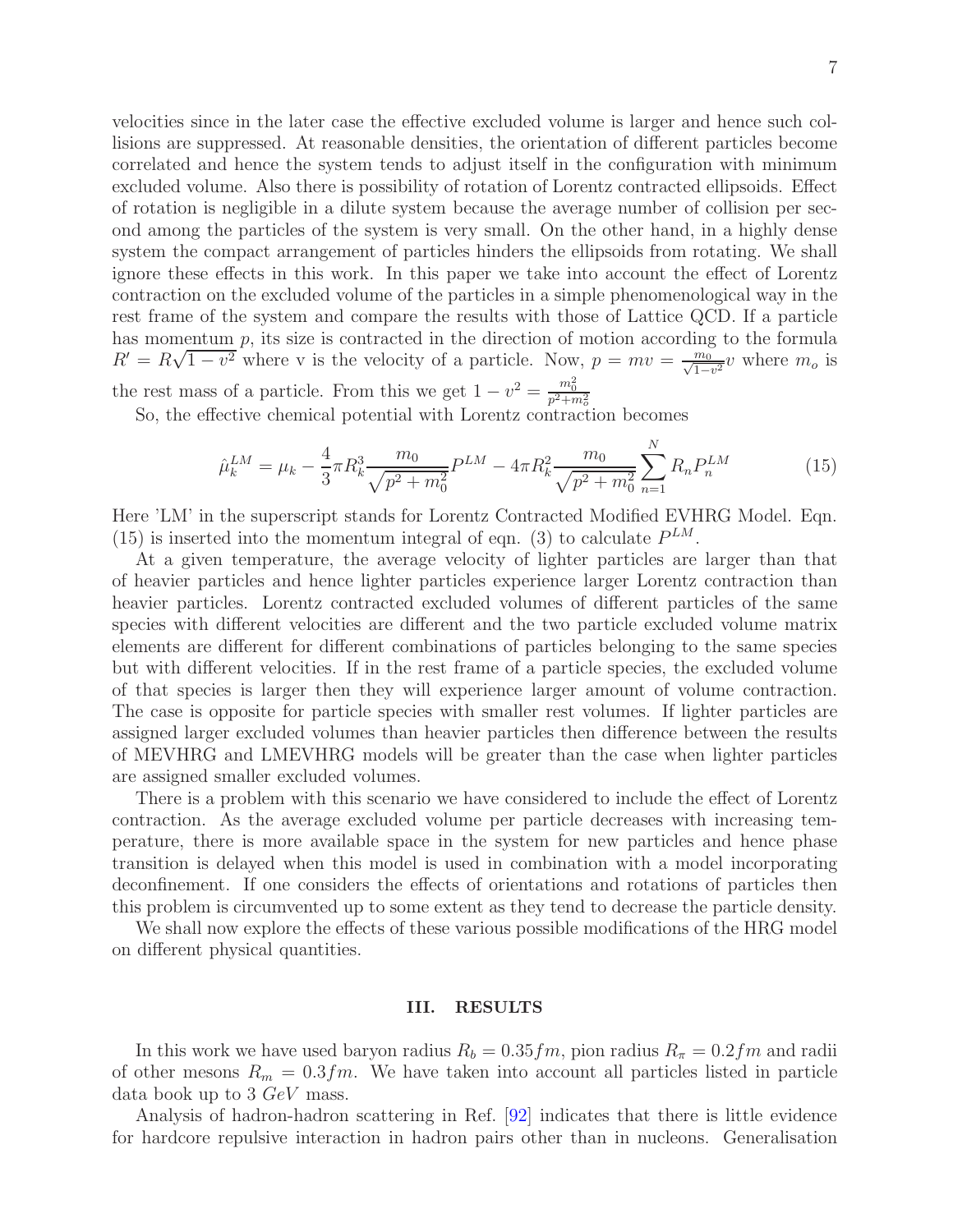velocities since in the later case the effective excluded volume is larger and hence such collisions are suppressed. At reasonable densities, the orientation of different particles become correlated and hence the system tends to adjust itself in the configuration with minimum excluded volume. Also there is possibility of rotation of Lorentz contracted ellipsoids. Effect of rotation is negligible in a dilute system because the average number of collision per second among the particles of the system is very small. On the other hand, in a highly dense system the compact arrangement of particles hinders the ellipsoids from rotating. We shall ignore these effects in this work. In this paper we take into account the effect of Lorentz contraction on the excluded volume of the particles in a simple phenomenological way in the rest frame of the system and compare the results with those of Lattice QCD. If a particle has momentum $p$, its size is contracted in the direction of motion according to the formula $R' = R\sqrt{1-v^2}$ where v is the velocity of a particle. Now, $p = mv = \frac{m_0}{\sqrt{1-v^2}}v$ where $m_o$ is the rest mass of a particle. From this we get $1 - v^2 = \frac{m_0^2}{p^2+m_o^2}$

So, the effective chemical potential with Lorentz contraction becomes

$$\hat{\mu}_k^{LM} = \mu_k - \frac{4}{3}\pi R_k^3 \frac{m_0}{\sqrt{p^2+m_0^2}} P^{LM} - 4\pi R_k^2 \frac{m_0}{\sqrt{p^2+m_0^2}} \sum_{n=1}^{N} R_n P_n^{LM} \tag{15}$$

Here 'LM' in the superscript stands for Lorentz Contracted Modified EVHRG Model. Eqn. (15) is inserted into the momentum integral of eqn. (3) to calculate $P^{LM}$.

At a given temperature, the average velocity of lighter particles are larger than that of heavier particles and hence lighter particles experience larger Lorentz contraction than heavier particles. Lorentz contracted excluded volumes of different particles of the same species with different velocities are different and the two particle excluded volume matrix elements are different for different combinations of particles belonging to the same species but with different velocities. If in the rest frame of a particle species, the excluded volume of that species is larger then they will experience larger amount of volume contraction. The case is opposite for particle species with smaller rest volumes. If lighter particles are assigned larger excluded volumes than heavier particles then difference between the results of MEVHRG and LMEVHRG models will be greater than the case when lighter particles are assigned smaller excluded volumes.

There is a problem with this scenario we have considered to include the effect of Lorentz contraction. As the average excluded volume per particle decreases with increasing temperature, there is more available space in the system for new particles and hence phase transition is delayed when this model is used in combination with a model incorporating deconfinement. If one considers the effects of orientations and rotations of particles then this problem is circumvented up to some extent as they tend to decrease the particle density.

We shall now explore the effects of these various possible modifications of the HRG model on different physical quantities.

## III. RESULTS

In this work we have used baryon radius $R_b = 0.35 fm$, pion radius $R_\pi = 0.2 fm$ and radii of other mesons $R_m = 0.3 fm$. We have taken into account all particles listed in particle data book up to 3 $GeV$ mass.

Analysis of hadron-hadron scattering in Ref. [92] indicates that there is little evidence for hardcore repulsive interaction in hadron pairs other than in nucleons. Generalisation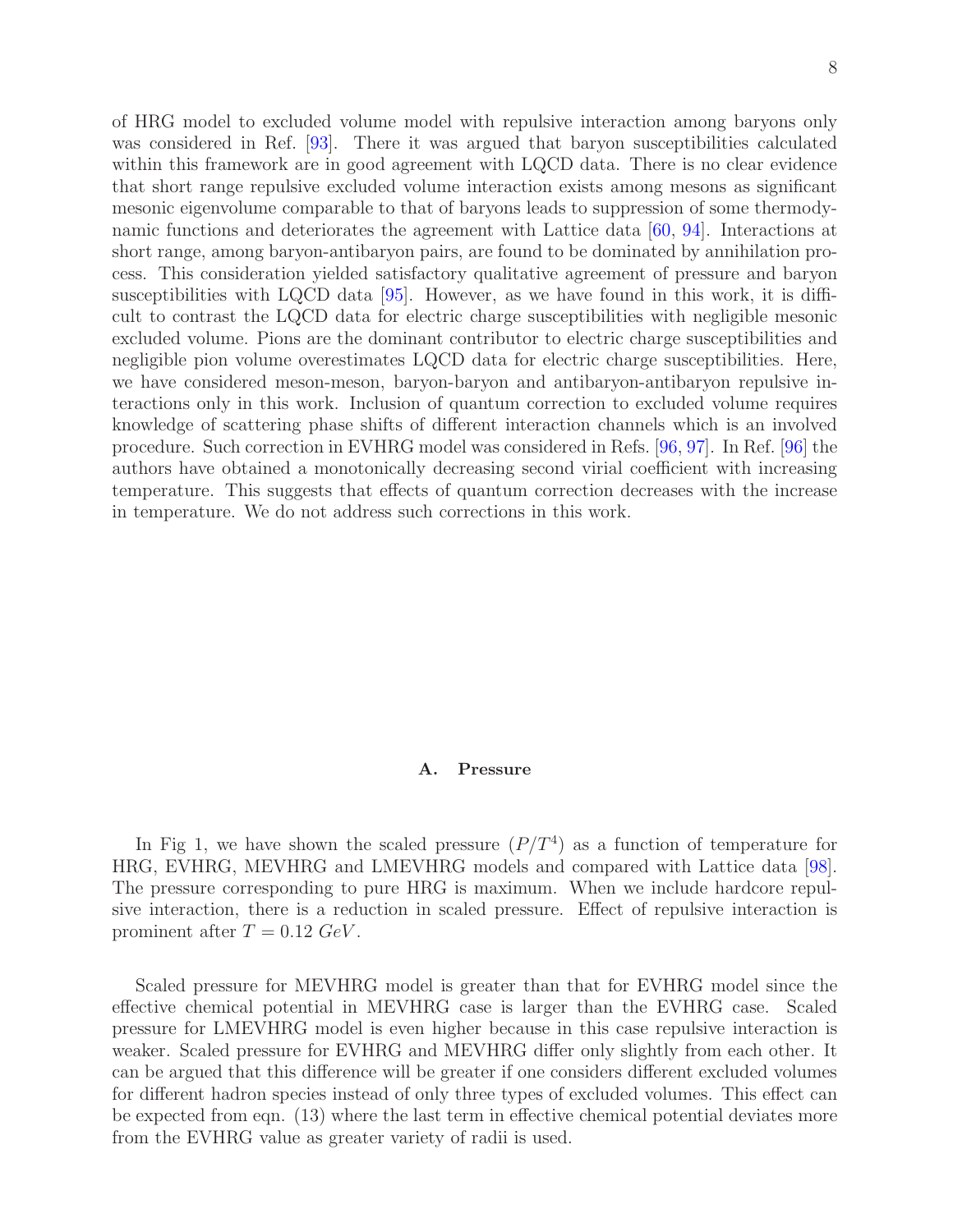of HRG model to excluded volume model with repulsive interaction among baryons only was considered in Ref. [93]. There it was argued that baryon susceptibilities calculated within this framework are in good agreement with LQCD data. There is no clear evidence that short range repulsive excluded volume interaction exists among mesons as significant mesonic eigenvolume comparable to that of baryons leads to suppression of some thermodynamic functions and deteriorates the agreement with Lattice data [60, 94]. Interactions at short range, among baryon-antibaryon pairs, are found to be dominated by annihilation process. This consideration yielded satisfactory qualitative agreement of pressure and baryon susceptibilities with LQCD data [95]. However, as we have found in this work, it is difficult to contrast the LQCD data for electric charge susceptibilities with negligible mesonic excluded volume. Pions are the dominant contributor to electric charge susceptibilities and negligible pion volume overestimates LQCD data for electric charge susceptibilities. Here, we have considered meson-meson, baryon-baryon and antibaryon-antibaryon repulsive interactions only in this work. Inclusion of quantum correction to excluded volume requires knowledge of scattering phase shifts of different interaction channels which is an involved procedure. Such correction in EVHRG model was considered in Refs. [96, 97]. In Ref. [96] the authors have obtained a monotonically decreasing second virial coefficient with increasing temperature. This suggests that effects of quantum correction decreases with the increase in temperature. We do not address such corrections in this work.

### A. Pressure

In Fig 1, we have shown the scaled pressure ($P/T^4$) as a function of temperature for HRG, EVHRG, MEVHRG and LMEVHRG models and compared with Lattice data [98]. The pressure corresponding to pure HRG is maximum. When we include hardcore repulsive interaction, there is a reduction in scaled pressure. Effect of repulsive interaction is prominent after $T = 0.12\ GeV$.

Scaled pressure for MEVHRG model is greater than that for EVHRG model since the effective chemical potential in MEVHRG case is larger than the EVHRG case. Scaled pressure for LMEVHRG model is even higher because in this case repulsive interaction is weaker. Scaled pressure for EVHRG and MEVHRG differ only slightly from each other. It can be argued that this difference will be greater if one considers different excluded volumes for different hadron species instead of only three types of excluded volumes. This effect can be expected from eqn. (13) where the last term in effective chemical potential deviates more from the EVHRG value as greater variety of radii is used.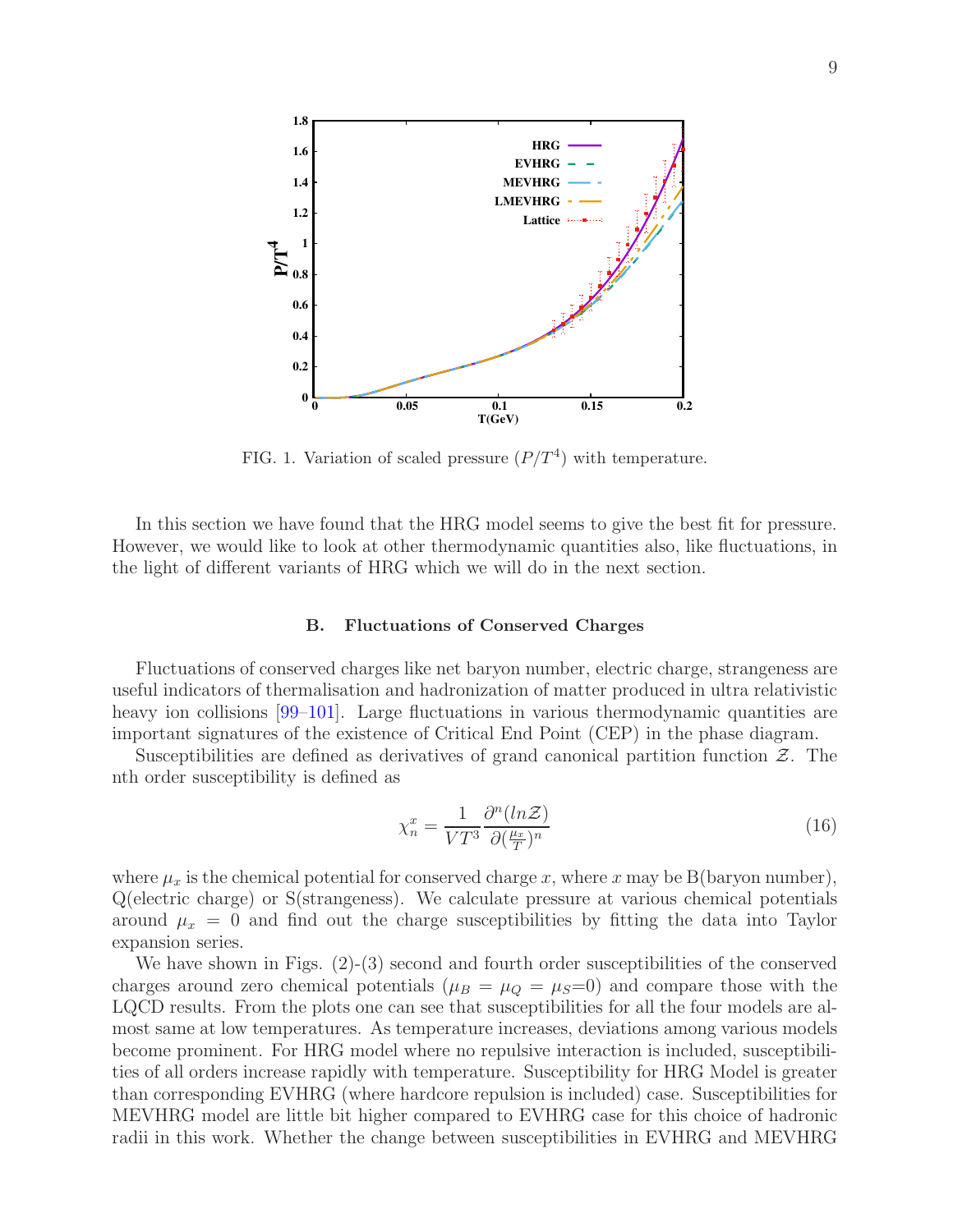FIG. 1. Variation of scaled pressure ($P/T^4$) with temperature.

In this section we have found that the HRG model seems to give the best fit for pressure. However, we would like to look at other thermodynamic quantities also, like fluctuations, in the light of different variants of HRG which we will do in the next section.

### B. Fluctuations of Conserved Charges

Fluctuations of conserved charges like net baryon number, electric charge, strangeness are useful indicators of thermalisation and hadronization of matter produced in ultra relativistic heavy ion collisions [99–101]. Large fluctuations in various thermodynamic quantities are important signatures of the existence of Critical End Point (CEP) in the phase diagram.

Susceptibilities are defined as derivatives of grand canonical partition function $\mathcal{Z}$. The nth order susceptibility is defined as

$$\chi_n^x = \frac{1}{VT^3}\frac{\partial^n (ln\mathcal{Z})}{\partial(\frac{\mu_x}{T})^n} \tag{16}$$

where $\mu_x$ is the chemical potential for conserved charge $x$, where $x$ may be B(baryon number), Q(electric charge) or S(strangeness). We calculate pressure at various chemical potentials around $\mu_x = 0$ and find out the charge susceptibilities by fitting the data into Taylor expansion series.

We have shown in Figs. (2)-(3) second and fourth order susceptibilities of the conserved charges around zero chemical potentials ($\mu_B = \mu_Q = \mu_S$=0) and compare those with the LQCD results. From the plots one can see that susceptibilities for all the four models are almost same at low temperatures. As temperature increases, deviations among various models become prominent. For HRG model where no repulsive interaction is included, susceptibilities of all orders increase rapidly with temperature. Susceptibility for HRG Model is greater than corresponding EVHRG (where hardcore repulsion is included) case. Susceptibilities for MEVHRG model are little bit higher compared to EVHRG case for this choice of hadronic radii in this work. Whether the change between susceptibilities in EVHRG and MEVHRG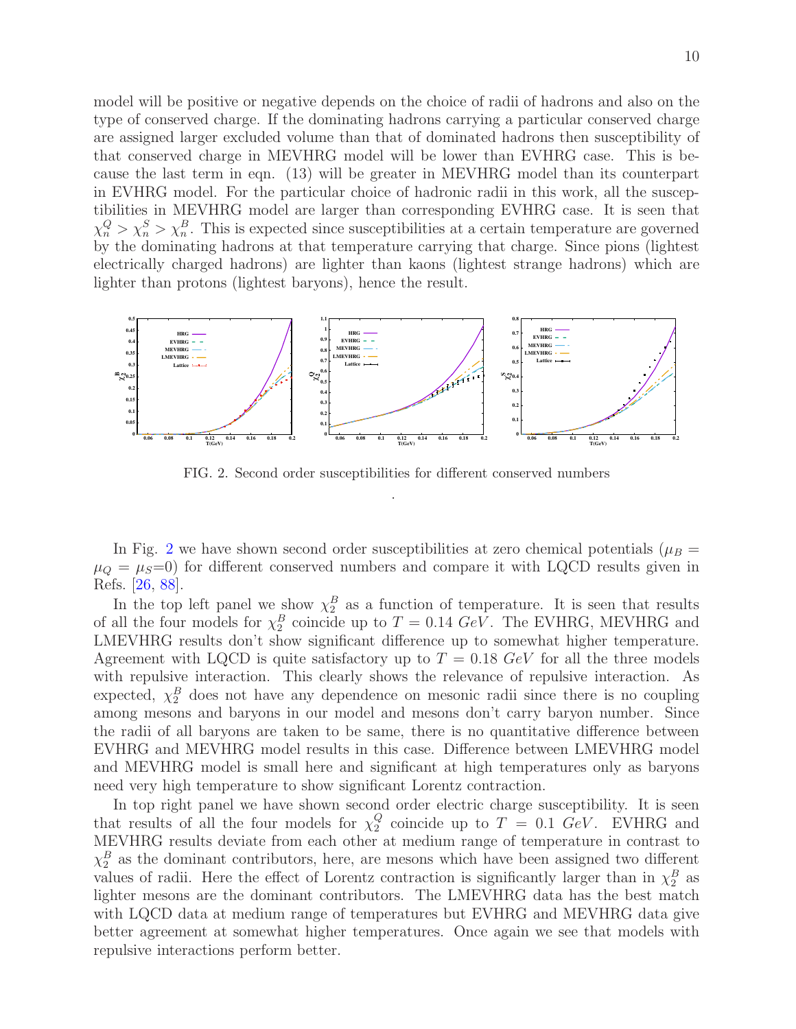model will be positive or negative depends on the choice of radii of hadrons and also on the type of conserved charge. If the dominating hadrons carrying a particular conserved charge are assigned larger excluded volume than that of dominated hadrons then susceptibility of that conserved charge in MEVHRG model will be lower than EVHRG case. This is because the last term in eqn. (13) will be greater in MEVHRG model than its counterpart in EVHRG model. For the particular choice of hadronic radii in this work, all the susceptibilities in MEVHRG model are larger than corresponding EVHRG case. It is seen that $\chi_n^Q > \chi_n^S > \chi_n^B$. This is expected since susceptibilities at a certain temperature are governed by the dominating hadrons at that temperature carrying that charge. Since pions (lightest electrically charged hadrons) are lighter than kaons (lightest strange hadrons) which are lighter than protons (lightest baryons), hence the result.

FIG. 2. Second order susceptibilities for different conserved numbers

.

In Fig. 2 we have shown second order susceptibilities at zero chemical potentials ($\mu_B = \mu_Q = \mu_S$=0) for different conserved numbers and compare it with LQCD results given in Refs. [26, 88].

In the top left panel we show $\chi_2^B$ as a function of temperature. It is seen that results of all the four models for $\chi_2^B$ coincide up to $T = 0.14\ GeV$. The EVHRG, MEVHRG and LMEVHRG results don't show significant difference up to somewhat higher temperature. Agreement with LQCD is quite satisfactory up to $T = 0.18\ GeV$ for all the three models with repulsive interaction. This clearly shows the relevance of repulsive interaction. As expected, $\chi_2^B$ does not have any dependence on mesonic radii since there is no coupling among mesons and baryons in our model and mesons don't carry baryon number. Since the radii of all baryons are taken to be same, there is no quantitative difference between EVHRG and MEVHRG model results in this case. Difference between LMEVHRG model and MEVHRG model is small here and significant at high temperatures only as baryons need very high temperature to show significant Lorentz contraction.

In top right panel we have shown second order electric charge susceptibility. It is seen that results of all the four models for $\chi_2^Q$ coincide up to $T = 0.1\ GeV$. EVHRG and MEVHRG results deviate from each other at medium range of temperature in contrast to $\chi_2^B$ as the dominant contributors, here, are mesons which have been assigned two different values of radii. Here the effect of Lorentz contraction is significantly larger than in $\chi_2^B$ as lighter mesons are the dominant contributors. The LMEVHRG data has the best match with LQCD data at medium range of temperatures but EVHRG and MEVHRG data give better agreement at somewhat higher temperatures. Once again we see that models with repulsive interactions perform better.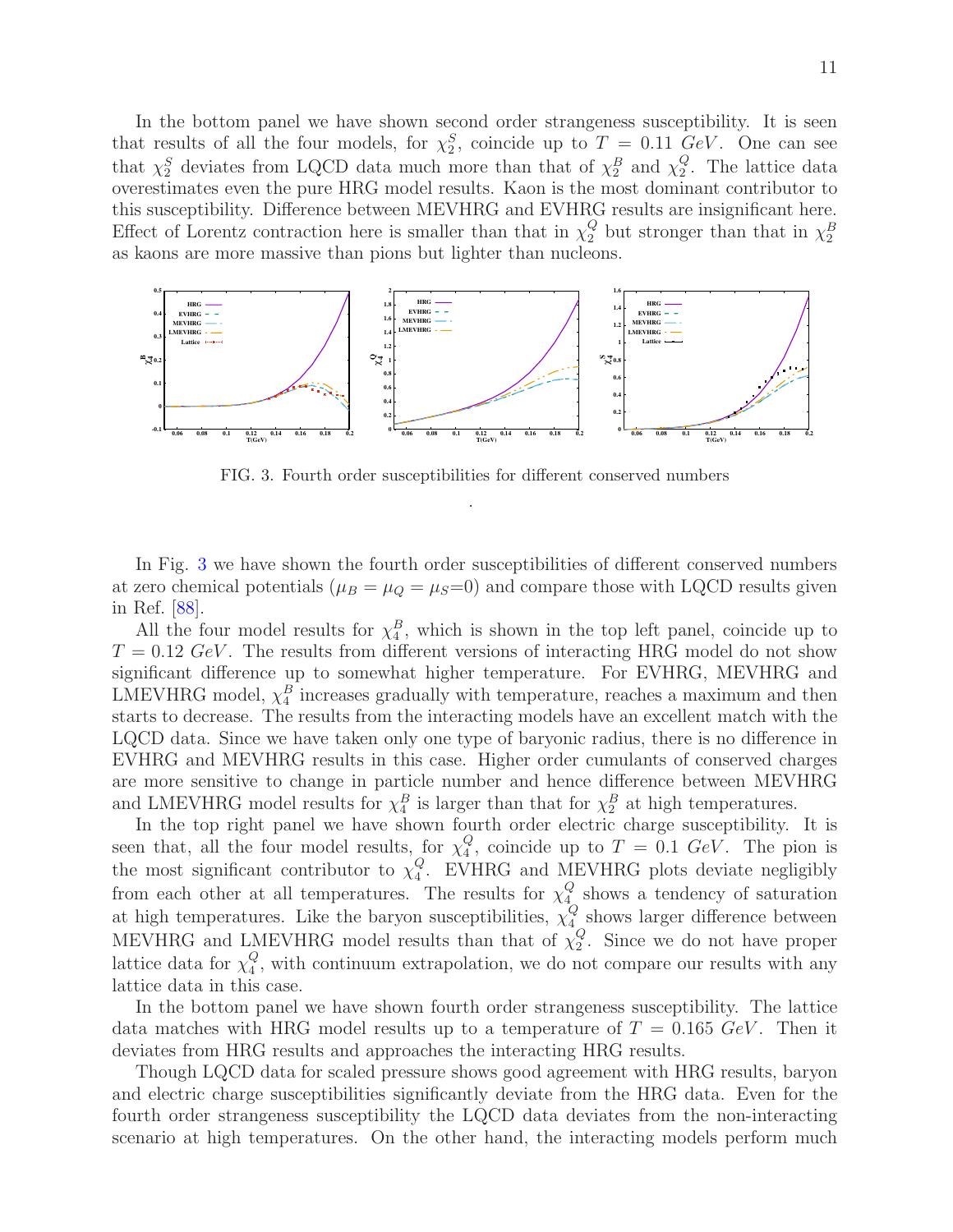In the bottom panel we have shown second order strangeness susceptibility. It is seen that results of all the four models, for $\chi_2^S$, coincide up to $T = 0.11\ GeV$. One can see that $\chi_2^S$ deviates from LQCD data much more than that of $\chi_2^B$ and $\chi_2^Q$. The lattice data overestimates even the pure HRG model results. Kaon is the most dominant contributor to this susceptibility. Difference between MEVHRG and EVHRG results are insignificant here. Effect of Lorentz contraction here is smaller than that in $\chi_2^Q$ but stronger than that in $\chi_2^B$ as kaons are more massive than pions but lighter than nucleons.

FIG. 3. Fourth order susceptibilities for different conserved numbers

.

In Fig. 3 we have shown the fourth order susceptibilities of different conserved numbers at zero chemical potentials ($\mu_B = \mu_Q = \mu_S$=0) and compare those with LQCD results given in Ref. [88].

All the four model results for $\chi_4^B$, which is shown in the top left panel, coincide up to $T = 0.12\ GeV$. The results from different versions of interacting HRG model do not show significant difference up to somewhat higher temperature. For EVHRG, MEVHRG and LMEVHRG model, $\chi_4^B$ increases gradually with temperature, reaches a maximum and then starts to decrease. The results from the interacting models have an excellent match with the LQCD data. Since we have taken only one type of baryonic radius, there is no difference in EVHRG and MEVHRG results in this case. Higher order cumulants of conserved charges are more sensitive to change in particle number and hence difference between MEVHRG and LMEVHRG model results for $\chi_4^B$ is larger than that for $\chi_2^B$ at high temperatures.

In the top right panel we have shown fourth order electric charge susceptibility. It is seen that, all the four model results, for $\chi_4^Q$, coincide up to $T = 0.1\ GeV$. The pion is the most significant contributor to $\chi_4^Q$. EVHRG and MEVHRG plots deviate negligibly from each other at all temperatures. The results for $\chi_4^Q$ shows a tendency of saturation at high temperatures. Like the baryon susceptibilities, $\chi_4^Q$ shows larger difference between MEVHRG and LMEVHRG model results than that of $\chi_2^Q$. Since we do not have proper lattice data for $\chi_4^Q$, with continuum extrapolation, we do not compare our results with any lattice data in this case.

In the bottom panel we have shown fourth order strangeness susceptibility. The lattice data matches with HRG model results up to a temperature of $T = 0.165\ GeV$. Then it deviates from HRG results and approaches the interacting HRG results.

Though LQCD data for scaled pressure shows good agreement with HRG results, baryon and electric charge susceptibilities significantly deviate from the HRG data. Even for the fourth order strangeness susceptibility the LQCD data deviates from the non-interacting scenario at high temperatures. On the other hand, the interacting models perform much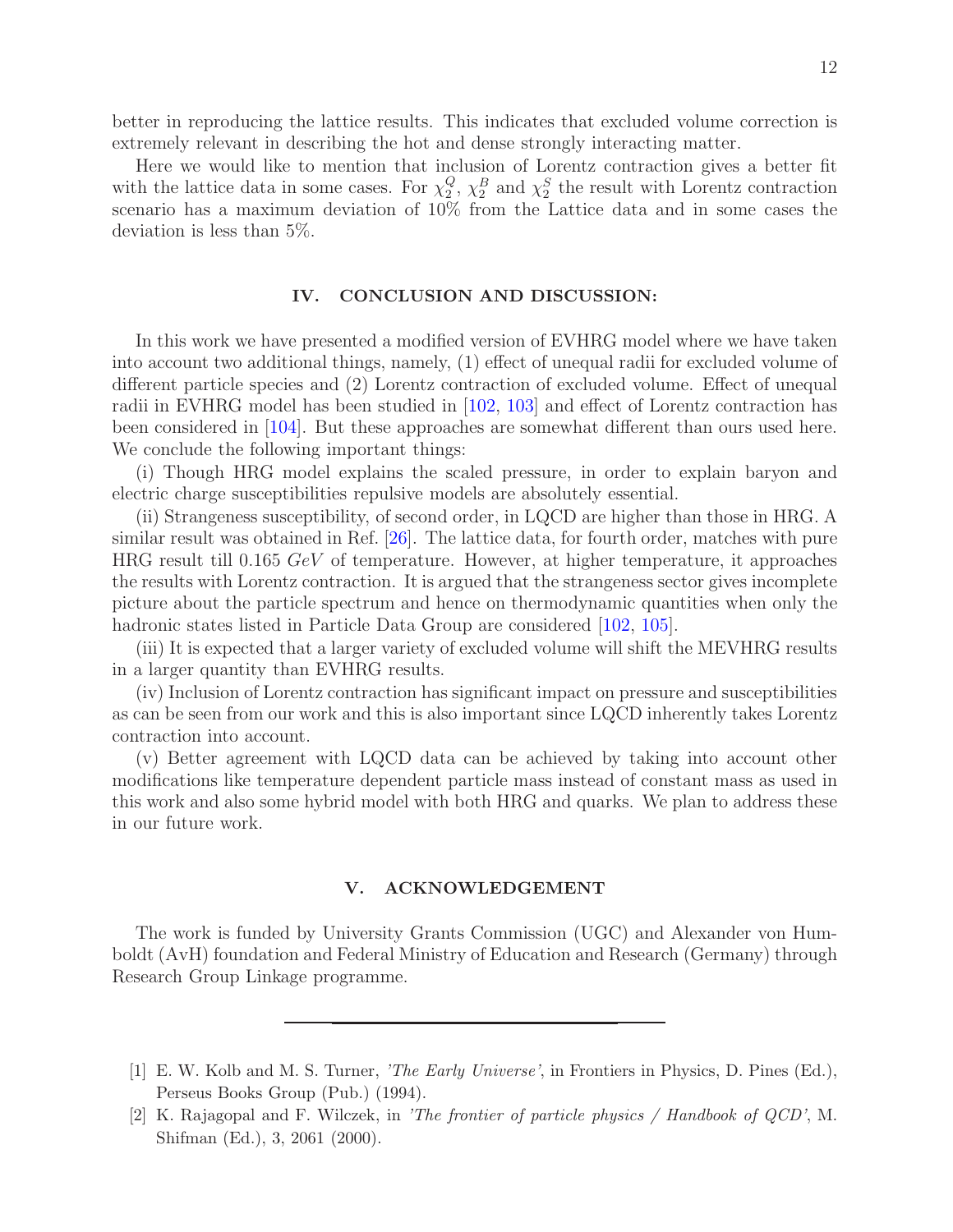better in reproducing the lattice results. This indicates that excluded volume correction is extremely relevant in describing the hot and dense strongly interacting matter.

Here we would like to mention that inclusion of Lorentz contraction gives a better fit with the lattice data in some cases. For $\chi_2^Q$, $\chi_2^B$ and $\chi_2^S$ the result with Lorentz contraction scenario has a maximum deviation of 10% from the Lattice data and in some cases the deviation is less than 5%.

## IV. CONCLUSION AND DISCUSSION:

In this work we have presented a modified version of EVHRG model where we have taken into account two additional things, namely, (1) effect of unequal radii for excluded volume of different particle species and (2) Lorentz contraction of excluded volume. Effect of unequal radii in EVHRG model has been studied in [102, 103] and effect of Lorentz contraction has been considered in [104]. But these approaches are somewhat different than ours used here. We conclude the following important things:

(i) Though HRG model explains the scaled pressure, in order to explain baryon and electric charge susceptibilities repulsive models are absolutely essential.

(ii) Strangeness susceptibility, of second order, in LQCD are higher than those in HRG. A similar result was obtained in Ref. [26]. The lattice data, for fourth order, matches with pure HRG result till 0.165 $GeV$ of temperature. However, at higher temperature, it approaches the results with Lorentz contraction. It is argued that the strangeness sector gives incomplete picture about the particle spectrum and hence on thermodynamic quantities when only the hadronic states listed in Particle Data Group are considered [102, 105].

(iii) It is expected that a larger variety of excluded volume will shift the MEVHRG results in a larger quantity than EVHRG results.

(iv) Inclusion of Lorentz contraction has significant impact on pressure and susceptibilities as can be seen from our work and this is also important since LQCD inherently takes Lorentz contraction into account.

(v) Better agreement with LQCD data can be achieved by taking into account other modifications like temperature dependent particle mass instead of constant mass as used in this work and also some hybrid model with both HRG and quarks. We plan to address these in our future work.

## V. ACKNOWLEDGEMENT

The work is funded by University Grants Commission (UGC) and Alexander von Humboldt (AvH) foundation and Federal Ministry of Education and Research (Germany) through Research Group Linkage programme.

---

[1] E. W. Kolb and M. S. Turner, *'The Early Universe'*, in Frontiers in Physics, D. Pines (Ed.), Perseus Books Group (Pub.) (1994).

[2] K. Rajagopal and F. Wilczek, in *'The frontier of particle physics / Handbook of QCD'*, M. Shifman (Ed.), 3, 2061 (2000).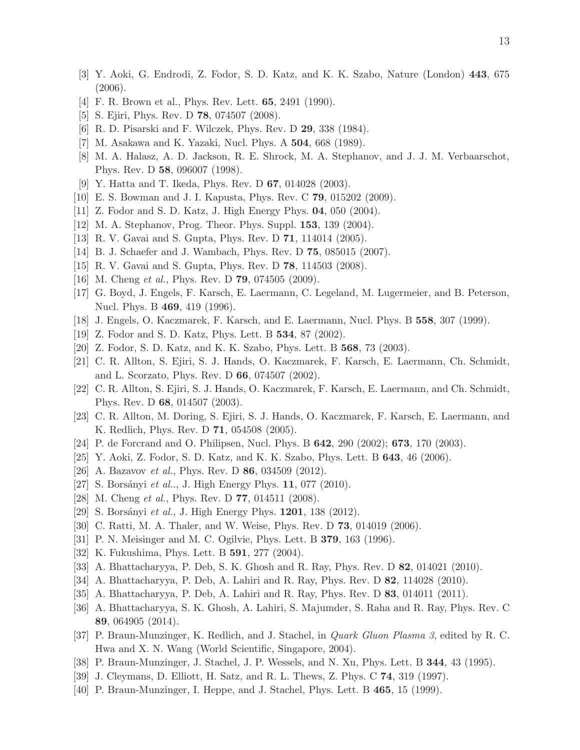[3] Y. Aoki, G. Endrodi, Z. Fodor, S. D. Katz, and K. K. Szabo, Nature (London) **443**, 675 (2006).

[4] F. R. Brown et al., Phys. Rev. Lett. **65**, 2491 (1990).

[5] S. Ejiri, Phys. Rev. D **78**, 074507 (2008).

[6] R. D. Pisarski and F. Wilczek, Phys. Rev. D **29**, 338 (1984).

[7] M. Asakawa and K. Yazaki, Nucl. Phys. A **504**, 668 (1989).

[8] M. A. Halasz, A. D. Jackson, R. E. Shrock, M. A. Stephanov, and J. J. M. Verbaarschot, Phys. Rev. D **58**, 096007 (1998).

[9] Y. Hatta and T. Ikeda, Phys. Rev. D **67**, 014028 (2003).

[10] E. S. Bowman and J. I. Kapusta, Phys. Rev. C **79**, 015202 (2009).

[11] Z. Fodor and S. D. Katz, J. High Energy Phys. **04**, 050 (2004).

[12] M. A. Stephanov, Prog. Theor. Phys. Suppl. **153**, 139 (2004).

[13] R. V. Gavai and S. Gupta, Phys. Rev. D **71**, 114014 (2005).

[14] B. J. Schaefer and J. Wambach, Phys. Rev. D **75**, 085015 (2007).

[15] R. V. Gavai and S. Gupta, Phys. Rev. D **78**, 114503 (2008).

[16] M. Cheng *et al.*, Phys. Rev. D **79**, 074505 (2009).

[17] G. Boyd, J. Engels, F. Karsch, E. Laermann, C. Legeland, M. Lugermeier, and B. Peterson, Nucl. Phys. B **469**, 419 (1996).

[18] J. Engels, O. Kaczmarek, F. Karsch, and E. Laermann, Nucl. Phys. B **558**, 307 (1999).

[19] Z. Fodor and S. D. Katz, Phys. Lett. B **534**, 87 (2002).

[20] Z. Fodor, S. D. Katz, and K. K. Szabo, Phys. Lett. B **568**, 73 (2003).

[21] C. R. Allton, S. Ejiri, S. J. Hands, O. Kaczmarek, F. Karsch, E. Laermann, Ch. Schmidt, and L. Scorzato, Phys. Rev. D **66**, 074507 (2002).

[22] C. R. Allton, S. Ejiri, S. J. Hands, O. Kaczmarek, F. Karsch, E. Laermann, and Ch. Schmidt, Phys. Rev. D **68**, 014507 (2003).

[23] C. R. Allton, M. Doring, S. Ejiri, S. J. Hands, O. Kaczmarek, F. Karsch, E. Laermann, and K. Redlich, Phys. Rev. D **71**, 054508 (2005).

[24] P. de Forcrand and O. Philipsen, Nucl. Phys. B **642**, 290 (2002); **673**, 170 (2003).

[25] Y. Aoki, Z. Fodor, S. D. Katz, and K. K. Szabo, Phys. Lett. B **643**, 46 (2006).

[26] A. Bazavov *et al.*, Phys. Rev. D **86**, 034509 (2012).

[27] S. Borsányi *et al.*., J. High Energy Phys. **11**, 077 (2010).

[28] M. Cheng *et al.*, Phys. Rev. D **77**, 014511 (2008).

[29] S. Borsányi *et al.*, J. High Energy Phys. **1201**, 138 (2012).

[30] C. Ratti, M. A. Thaler, and W. Weise, Phys. Rev. D **73**, 014019 (2006).

[31] P. N. Meisinger and M. C. Ogilvie, Phys. Lett. B **379**, 163 (1996).

[32] K. Fukushima, Phys. Lett. B **591**, 277 (2004).

[33] A. Bhattacharyya, P. Deb, S. K. Ghosh and R. Ray, Phys. Rev. D **82**, 014021 (2010).

[34] A. Bhattacharyya, P. Deb, A. Lahiri and R. Ray, Phys. Rev. D **82**, 114028 (2010).

[35] A. Bhattacharyya, P. Deb, A. Lahiri and R. Ray, Phys. Rev. D **83**, 014011 (2011).

[36] A. Bhattacharyya, S. K. Ghosh, A. Lahiri, S. Majumder, S. Raha and R. Ray, Phys. Rev. C **89**, 064905 (2014).

[37] P. Braun-Munzinger, K. Redlich, and J. Stachel, in *Quark Gluon Plasma 3*, edited by R. C. Hwa and X. N. Wang (World Scientific, Singapore, 2004).

[38] P. Braun-Munzinger, J. Stachel, J. P. Wessels, and N. Xu, Phys. Lett. B **344**, 43 (1995).

[39] J. Cleymans, D. Elliott, H. Satz, and R. L. Thews, Z. Phys. C **74**, 319 (1997).

[40] P. Braun-Munzinger, I. Heppe, and J. Stachel, Phys. Lett. B **465**, 15 (1999).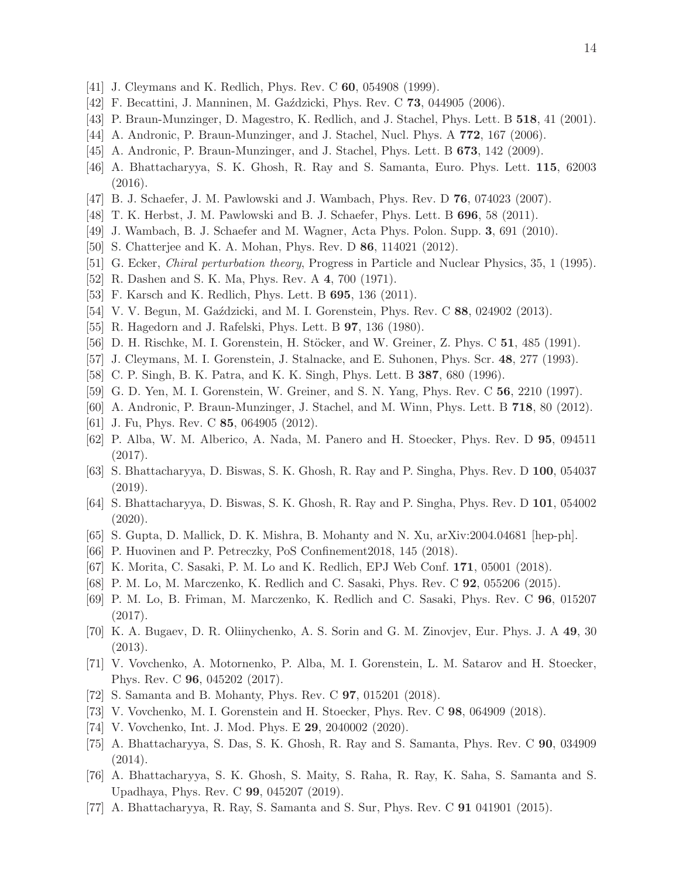[41] J. Cleymans and K. Redlich, Phys. Rev. C **60**, 054908 (1999).

[42] F. Becattini, J. Manninen, M. Gaździcki, Phys. Rev. C **73**, 044905 (2006).

[43] P. Braun-Munzinger, D. Magestro, K. Redlich, and J. Stachel, Phys. Lett. B **518**, 41 (2001).

[44] A. Andronic, P. Braun-Munzinger, and J. Stachel, Nucl. Phys. A **772**, 167 (2006).

[45] A. Andronic, P. Braun-Munzinger, and J. Stachel, Phys. Lett. B **673**, 142 (2009).

[46] A. Bhattacharyya, S. K. Ghosh, R. Ray and S. Samanta, Euro. Phys. Lett. **115**, 62003 (2016).

[47] B. J. Schaefer, J. M. Pawlowski and J. Wambach, Phys. Rev. D **76**, 074023 (2007).

[48] T. K. Herbst, J. M. Pawlowski and B. J. Schaefer, Phys. Lett. B **696**, 58 (2011).

[49] J. Wambach, B. J. Schaefer and M. Wagner, Acta Phys. Polon. Supp. **3**, 691 (2010).

[50] S. Chatterjee and K. A. Mohan, Phys. Rev. D **86**, 114021 (2012).

[51] G. Ecker, *Chiral perturbation theory*, Progress in Particle and Nuclear Physics, 35, 1 (1995).

[52] R. Dashen and S. K. Ma, Phys. Rev. A **4**, 700 (1971).

[53] F. Karsch and K. Redlich, Phys. Lett. B **695**, 136 (2011).

[54] V. V. Begun, M. Gaździcki, and M. I. Gorenstein, Phys. Rev. C **88**, 024902 (2013).

[55] R. Hagedorn and J. Rafelski, Phys. Lett. B **97**, 136 (1980).

[56] D. H. Rischke, M. I. Gorenstein, H. Stöcker, and W. Greiner, Z. Phys. C **51**, 485 (1991).

[57] J. Cleymans, M. I. Gorenstein, J. Stalnacke, and E. Suhonen, Phys. Scr. **48**, 277 (1993).

[58] C. P. Singh, B. K. Patra, and K. K. Singh, Phys. Lett. B **387**, 680 (1996).

[59] G. D. Yen, M. I. Gorenstein, W. Greiner, and S. N. Yang, Phys. Rev. C **56**, 2210 (1997).

[60] A. Andronic, P. Braun-Munzinger, J. Stachel, and M. Winn, Phys. Lett. B **718**, 80 (2012).

[61] J. Fu, Phys. Rev. C **85**, 064905 (2012).

[62] P. Alba, W. M. Alberico, A. Nada, M. Panero and H. Stoecker, Phys. Rev. D **95**, 094511 (2017).

[63] S. Bhattacharyya, D. Biswas, S. K. Ghosh, R. Ray and P. Singha, Phys. Rev. D **100**, 054037 (2019).

[64] S. Bhattacharyya, D. Biswas, S. K. Ghosh, R. Ray and P. Singha, Phys. Rev. D **101**, 054002 (2020).

[65] S. Gupta, D. Mallick, D. K. Mishra, B. Mohanty and N. Xu, arXiv:2004.04681 [hep-ph].

[66] P. Huovinen and P. Petreczky, PoS Confinement2018, 145 (2018).

[67] K. Morita, C. Sasaki, P. M. Lo and K. Redlich, EPJ Web Conf. **171**, 05001 (2018).

[68] P. M. Lo, M. Marczenko, K. Redlich and C. Sasaki, Phys. Rev. C **92**, 055206 (2015).

[69] P. M. Lo, B. Friman, M. Marczenko, K. Redlich and C. Sasaki, Phys. Rev. C **96**, 015207 (2017).

[70] K. A. Bugaev, D. R. Oliinychenko, A. S. Sorin and G. M. Zinovjev, Eur. Phys. J. A **49**, 30 (2013).

[71] V. Vovchenko, A. Motornenko, P. Alba, M. I. Gorenstein, L. M. Satarov and H. Stoecker, Phys. Rev. C **96**, 045202 (2017).

[72] S. Samanta and B. Mohanty, Phys. Rev. C **97**, 015201 (2018).

[73] V. Vovchenko, M. I. Gorenstein and H. Stoecker, Phys. Rev. C **98**, 064909 (2018).

[74] V. Vovchenko, Int. J. Mod. Phys. E **29**, 2040002 (2020).

[75] A. Bhattacharyya, S. Das, S. K. Ghosh, R. Ray and S. Samanta, Phys. Rev. C **90**, 034909 (2014).

[76] A. Bhattacharyya, S. K. Ghosh, S. Maity, S. Raha, R. Ray, K. Saha, S. Samanta and S. Upadhaya, Phys. Rev. C **99**, 045207 (2019).

[77] A. Bhattacharyya, R. Ray, S. Samanta and S. Sur, Phys. Rev. C **91** 041901 (2015).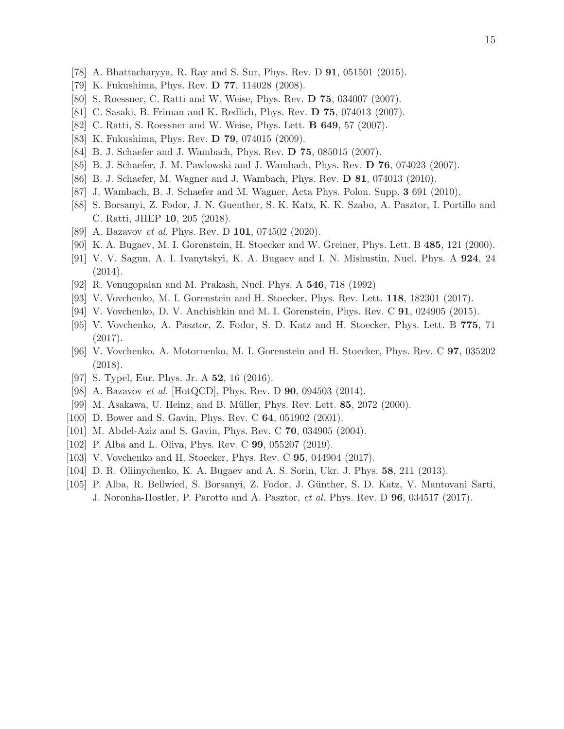[78] A. Bhattacharyya, R. Ray and S. Sur, Phys. Rev. D **91**, 051501 (2015).

[79] K. Fukushima, Phys. Rev. **D 77**, 114028 (2008).

[80] S. Roessner, C. Ratti and W. Weise, Phys. Rev. **D 75**, 034007 (2007).

[81] C. Sasaki, B. Friman and K. Redlich, Phys. Rev. **D 75**, 074013 (2007).

[82] C. Ratti, S. Roessner and W. Weise, Phys. Lett. **B 649**, 57 (2007).

[83] K. Fukushima, Phys. Rev. **D 79**, 074015 (2009).

[84] B. J. Schaefer and J. Wambach, Phys. Rev. **D 75**, 085015 (2007).

[85] B. J. Schaefer, J. M. Pawlowski and J. Wambach, Phys. Rev. **D 76**, 074023 (2007).

[86] B. J. Schaefer, M. Wagner and J. Wambach, Phys. Rev. **D 81**, 074013 (2010).

[87] J. Wambach, B. J. Schaefer and M. Wagner, Acta Phys. Polon. Supp. **3** 691 (2010).

[88] S. Borsanyi, Z. Fodor, J. N. Guenther, S. K. Katz, K. K. Szabo, A. Pasztor, I. Portillo and C. Ratti, JHEP **10**, 205 (2018).

[89] A. Bazavov *et al.* Phys. Rev. D **101**, 074502 (2020).

[90] K. A. Bugaev, M. I. Gorenstein, H. Stoecker and W. Greiner, Phys. Lett. B **485**, 121 (2000).

[91] V. V. Sagun, A. I. Ivanytskyi, K. A. Bugaev and I. N. Mishustin, Nucl. Phys. A **924**, 24 (2014).

[92] R. Venugopalan and M. Prakash, Nucl. Phys. A **546**, 718 (1992)

[93] V. Vovchenko, M. I. Gorenstein and H. Stoecker, Phys. Rev. Lett. **118**, 182301 (2017).

[94] V. Vovchenko, D. V. Anchishkin and M. I. Gorenstein, Phys. Rev. C **91**, 024905 (2015).

[95] V. Vovchenko, A. Pasztor, Z. Fodor, S. D. Katz and H. Stoecker, Phys. Lett. B **775**, 71 (2017).

[96] V. Vovchenko, A. Motornenko, M. I. Gorenstein and H. Stoecker, Phys. Rev. C **97**, 035202 (2018).

[97] S. Typel, Eur. Phys. Jr. A **52**, 16 (2016).

[98] A. Bazavov *et al.* [HotQCD], Phys. Rev. D **90**, 094503 (2014).

[99] M. Asakawa, U. Heinz, and B. Müller, Phys. Rev. Lett. **85**, 2072 (2000).

[100] D. Bower and S. Gavin, Phys. Rev. C **64**, 051902 (2001).

[101] M. Abdel-Aziz and S. Gavin, Phys. Rev. C **70**, 034905 (2004).

[102] P. Alba and L. Oliva, Phys. Rev. C **99**, 055207 (2019).

[103] V. Vovchenko and H. Stoecker, Phys. Rev. C **95**, 044904 (2017).

[104] D. R. Oliinychenko, K. A. Bugaev and A. S. Sorin, Ukr. J. Phys. **58**, 211 (2013).

[105] P. Alba, R. Bellwied, S. Borsanyi, Z. Fodor, J. Günther, S. D. Katz, V. Mantovani Sarti, J. Noronha-Hostler, P. Parotto and A. Pasztor, *et al.* Phys. Rev. D **96**, 034517 (2017).